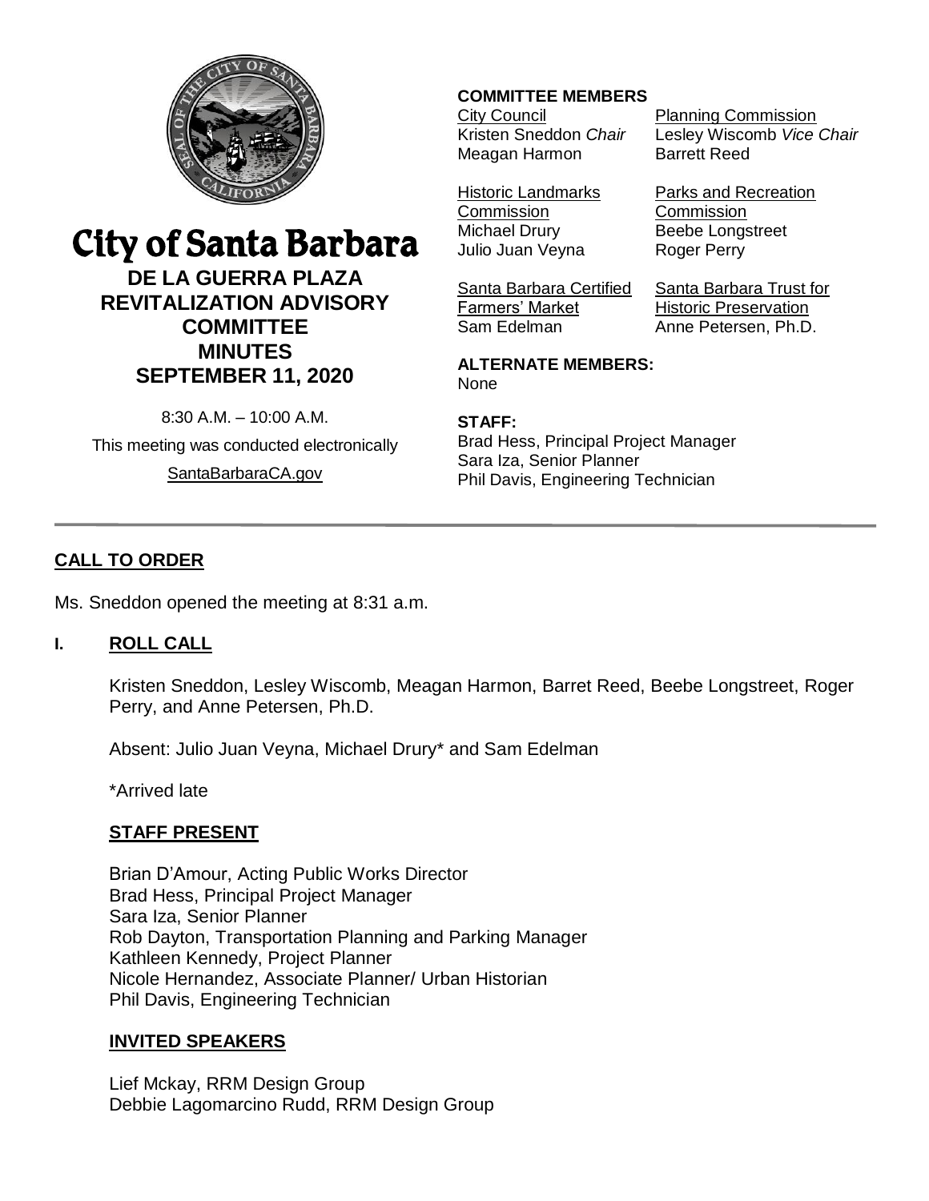# City of Santa Barbara

## DE LA GUERRA PLAZA REVITALIZATION ADVISORY COMMITTEE MINUTES SEPTEMBER 11, 2020

8:30 A.M. – 10:00 A.M.

This meeting was conducted electronically

SantaBarbaraCA.gov

**COMMITTEE MEMBERS**

City Council
Kristen Sneddon *Chair*
Meagan Harmon

Planning Commission
Lesley Wiscomb *Vice Chair*
Barrett Reed

Historic Landmarks Commission
Michael Drury
Julio Juan Veyna

Parks and Recreation Commission
Beebe Longstreet
Roger Perry

Santa Barbara Certified Farmers' Market
Sam Edelman

Santa Barbara Trust for Historic Preservation
Anne Petersen, Ph.D.

**ALTERNATE MEMBERS:**
None

**STAFF:**
Brad Hess, Principal Project Manager
Sara Iza, Senior Planner
Phil Davis, Engineering Technician

---

## CALL TO ORDER

Ms. Sneddon opened the meeting at 8:31 a.m.

### I. ROLL CALL

Kristen Sneddon, Lesley Wiscomb, Meagan Harmon, Barret Reed, Beebe Longstreet, Roger Perry, and Anne Petersen, Ph.D.

Absent: Julio Juan Veyna, Michael Drury* and Sam Edelman

*Arrived late

#### STAFF PRESENT

Brian D'Amour, Acting Public Works Director
Brad Hess, Principal Project Manager
Sara Iza, Senior Planner
Rob Dayton, Transportation Planning and Parking Manager
Kathleen Kennedy, Project Planner
Nicole Hernandez, Associate Planner/ Urban Historian
Phil Davis, Engineering Technician

#### INVITED SPEAKERS

Lief Mckay, RRM Design Group
Debbie Lagomarcino Rudd, RRM Design Group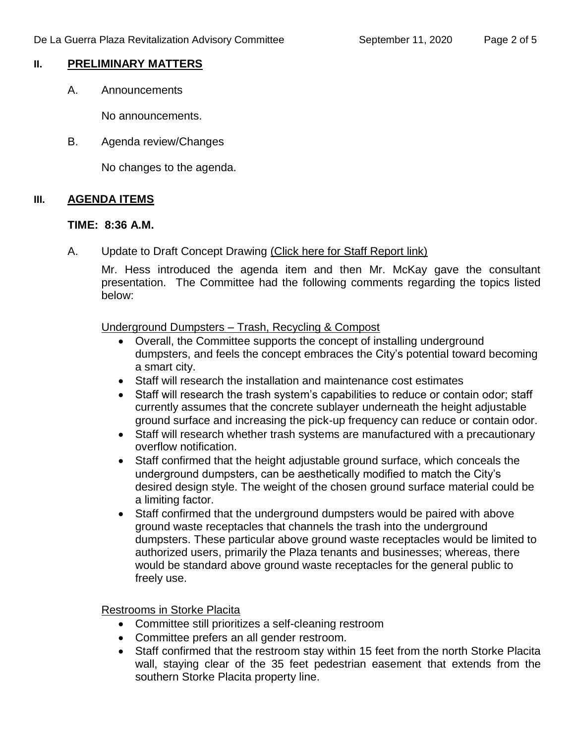## II. PRELIMINARY MATTERS

A. Announcements

No announcements.

B. Agenda review/Changes

No changes to the agenda.

## III. AGENDA ITEMS

**TIME: 8:36 A.M.**

A. Update to Draft Concept Drawing (Click here for Staff Report link)

Mr. Hess introduced the agenda item and then Mr. McKay gave the consultant presentation. The Committee had the following comments regarding the topics listed below:

Underground Dumpsters – Trash, Recycling & Compost

- Overall, the Committee supports the concept of installing underground dumpsters, and feels the concept embraces the City's potential toward becoming a smart city.
- Staff will research the installation and maintenance cost estimates
- Staff will research the trash system's capabilities to reduce or contain odor; staff currently assumes that the concrete sublayer underneath the height adjustable ground surface and increasing the pick-up frequency can reduce or contain odor.
- Staff will research whether trash systems are manufactured with a precautionary overflow notification.
- Staff confirmed that the height adjustable ground surface, which conceals the underground dumpsters, can be aesthetically modified to match the City's desired design style. The weight of the chosen ground surface material could be a limiting factor.
- Staff confirmed that the underground dumpsters would be paired with above ground waste receptacles that channels the trash into the underground dumpsters. These particular above ground waste receptacles would be limited to authorized users, primarily the Plaza tenants and businesses; whereas, there would be standard above ground waste receptacles for the general public to freely use.

Restrooms in Storke Placita

- Committee still prioritizes a self-cleaning restroom
- Committee prefers an all gender restroom.
- Staff confirmed that the restroom stay within 15 feet from the north Storke Placita wall, staying clear of the 35 feet pedestrian easement that extends from the southern Storke Placita property line.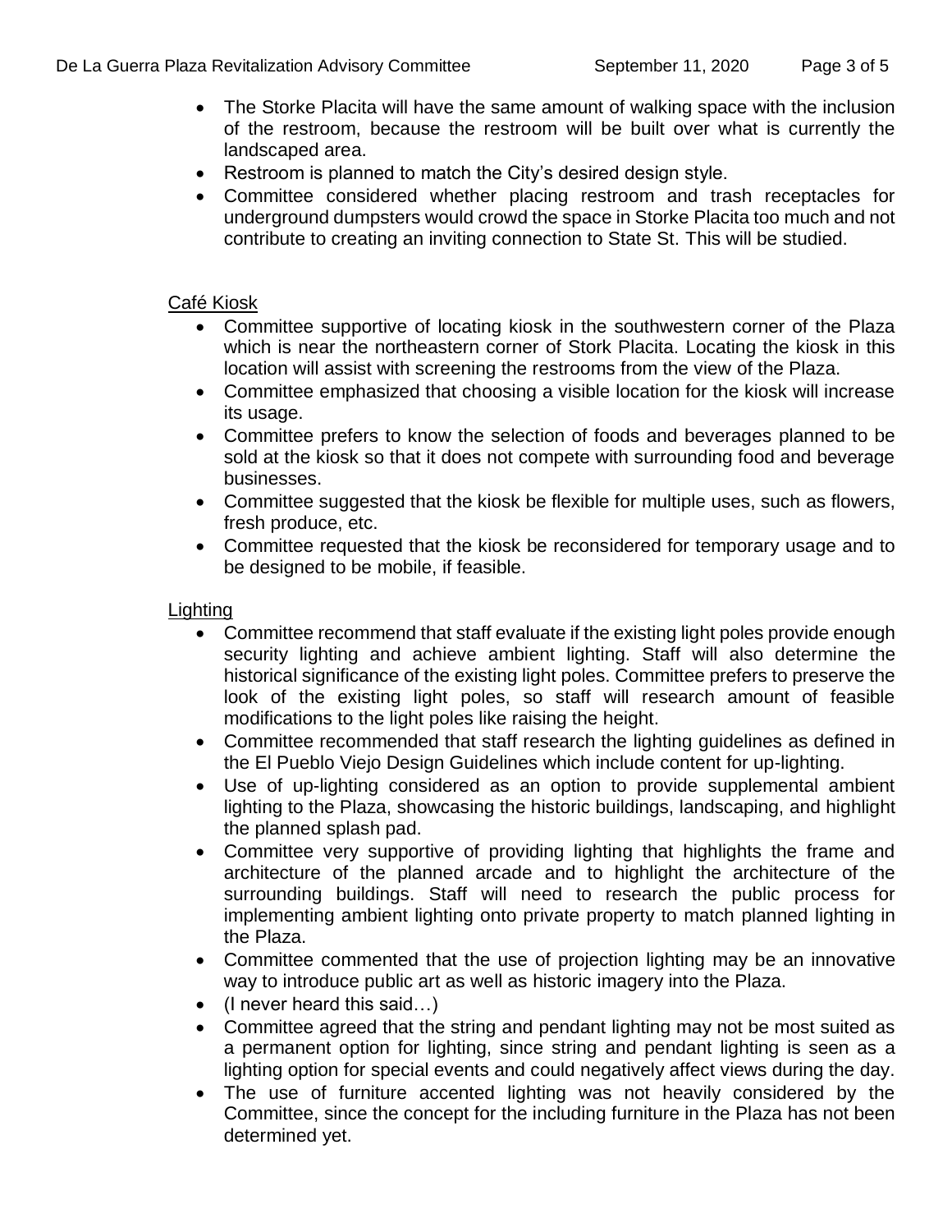- The Storke Placita will have the same amount of walking space with the inclusion of the restroom, because the restroom will be built over what is currently the landscaped area.
- Restroom is planned to match the City's desired design style.
- Committee considered whether placing restroom and trash receptacles for underground dumpsters would crowd the space in Storke Placita too much and not contribute to creating an inviting connection to State St. This will be studied.

Café Kiosk

- Committee supportive of locating kiosk in the southwestern corner of the Plaza which is near the northeastern corner of Stork Placita. Locating the kiosk in this location will assist with screening the restrooms from the view of the Plaza.
- Committee emphasized that choosing a visible location for the kiosk will increase its usage.
- Committee prefers to know the selection of foods and beverages planned to be sold at the kiosk so that it does not compete with surrounding food and beverage businesses.
- Committee suggested that the kiosk be flexible for multiple uses, such as flowers, fresh produce, etc.
- Committee requested that the kiosk be reconsidered for temporary usage and to be designed to be mobile, if feasible.

Lighting

- Committee recommend that staff evaluate if the existing light poles provide enough security lighting and achieve ambient lighting. Staff will also determine the historical significance of the existing light poles. Committee prefers to preserve the look of the existing light poles, so staff will research amount of feasible modifications to the light poles like raising the height.
- Committee recommended that staff research the lighting guidelines as defined in the El Pueblo Viejo Design Guidelines which include content for up-lighting.
- Use of up-lighting considered as an option to provide supplemental ambient lighting to the Plaza, showcasing the historic buildings, landscaping, and highlight the planned splash pad.
- Committee very supportive of providing lighting that highlights the frame and architecture of the planned arcade and to highlight the architecture of the surrounding buildings. Staff will need to research the public process for implementing ambient lighting onto private property to match planned lighting in the Plaza.
- Committee commented that the use of projection lighting may be an innovative way to introduce public art as well as historic imagery into the Plaza.
- (I never heard this said…)
- Committee agreed that the string and pendant lighting may not be most suited as a permanent option for lighting, since string and pendant lighting is seen as a lighting option for special events and could negatively affect views during the day.
- The use of furniture accented lighting was not heavily considered by the Committee, since the concept for the including furniture in the Plaza has not been determined yet.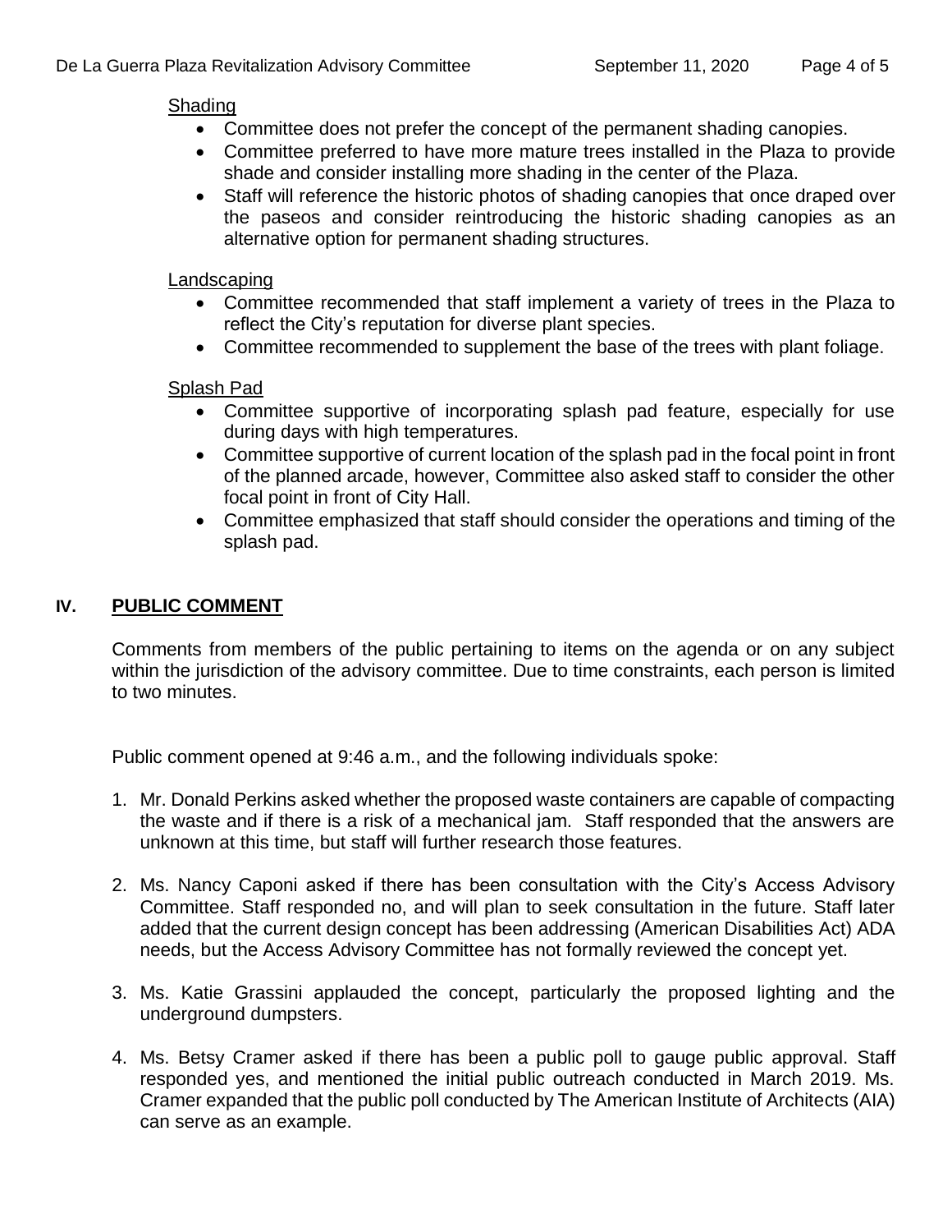Shading

- Committee does not prefer the concept of the permanent shading canopies.
- Committee preferred to have more mature trees installed in the Plaza to provide shade and consider installing more shading in the center of the Plaza.
- Staff will reference the historic photos of shading canopies that once draped over the paseos and consider reintroducing the historic shading canopies as an alternative option for permanent shading structures.

Landscaping

- Committee recommended that staff implement a variety of trees in the Plaza to reflect the City's reputation for diverse plant species.
- Committee recommended to supplement the base of the trees with plant foliage.

Splash Pad

- Committee supportive of incorporating splash pad feature, especially for use during days with high temperatures.
- Committee supportive of current location of the splash pad in the focal point in front of the planned arcade, however, Committee also asked staff to consider the other focal point in front of City Hall.
- Committee emphasized that staff should consider the operations and timing of the splash pad.

## IV. PUBLIC COMMENT

Comments from members of the public pertaining to items on the agenda or on any subject within the jurisdiction of the advisory committee. Due to time constraints, each person is limited to two minutes.

Public comment opened at 9:46 a.m., and the following individuals spoke:

1. Mr. Donald Perkins asked whether the proposed waste containers are capable of compacting the waste and if there is a risk of a mechanical jam. Staff responded that the answers are unknown at this time, but staff will further research those features.

2. Ms. Nancy Caponi asked if there has been consultation with the City's Access Advisory Committee. Staff responded no, and will plan to seek consultation in the future. Staff later added that the current design concept has been addressing (American Disabilities Act) ADA needs, but the Access Advisory Committee has not formally reviewed the concept yet.

3. Ms. Katie Grassini applauded the concept, particularly the proposed lighting and the underground dumpsters.

4. Ms. Betsy Cramer asked if there has been a public poll to gauge public approval. Staff responded yes, and mentioned the initial public outreach conducted in March 2019. Ms. Cramer expanded that the public poll conducted by The American Institute of Architects (AIA) can serve as an example.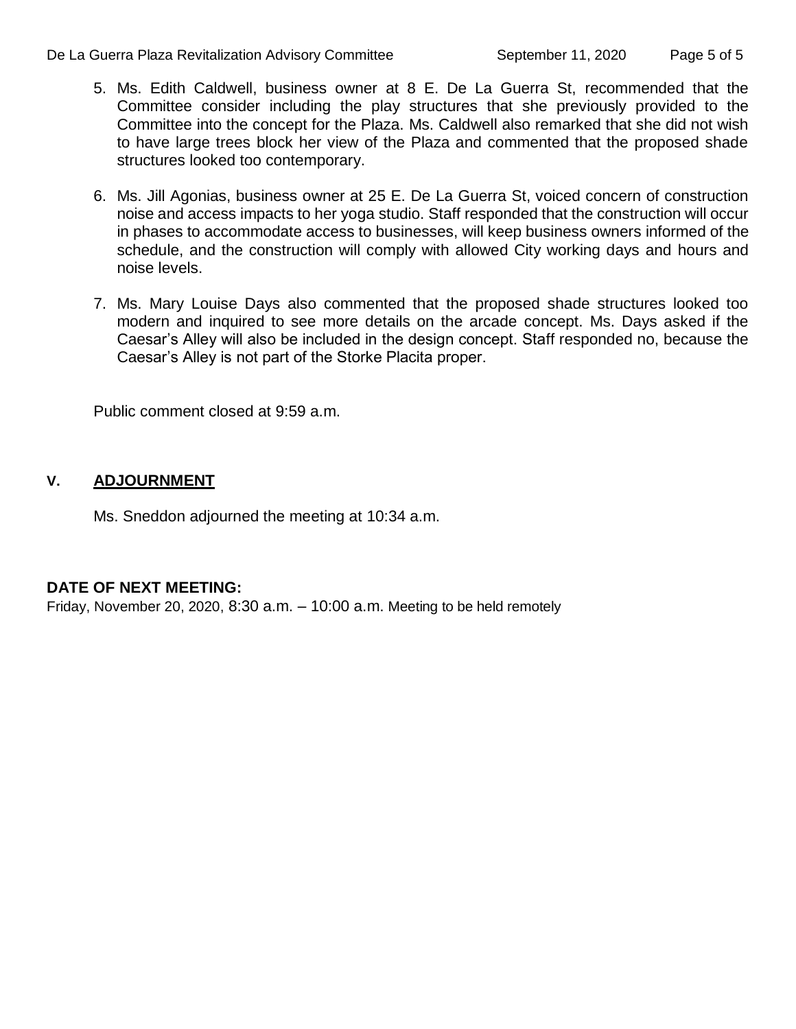5. Ms. Edith Caldwell, business owner at 8 E. De La Guerra St, recommended that the Committee consider including the play structures that she previously provided to the Committee into the concept for the Plaza. Ms. Caldwell also remarked that she did not wish to have large trees block her view of the Plaza and commented that the proposed shade structures looked too contemporary.

6. Ms. Jill Agonias, business owner at 25 E. De La Guerra St, voiced concern of construction noise and access impacts to her yoga studio. Staff responded that the construction will occur in phases to accommodate access to businesses, will keep business owners informed of the schedule, and the construction will comply with allowed City working days and hours and noise levels.

7. Ms. Mary Louise Days also commented that the proposed shade structures looked too modern and inquired to see more details on the arcade concept. Ms. Days asked if the Caesar's Alley will also be included in the design concept. Staff responded no, because the Caesar's Alley is not part of the Storke Placita proper.

Public comment closed at 9:59 a.m.

## V. ADJOURNMENT

Ms. Sneddon adjourned the meeting at 10:34 a.m.

**DATE OF NEXT MEETING:**

Friday, November 20, 2020, 8:30 a.m. – 10:00 a.m. Meeting to be held remotely